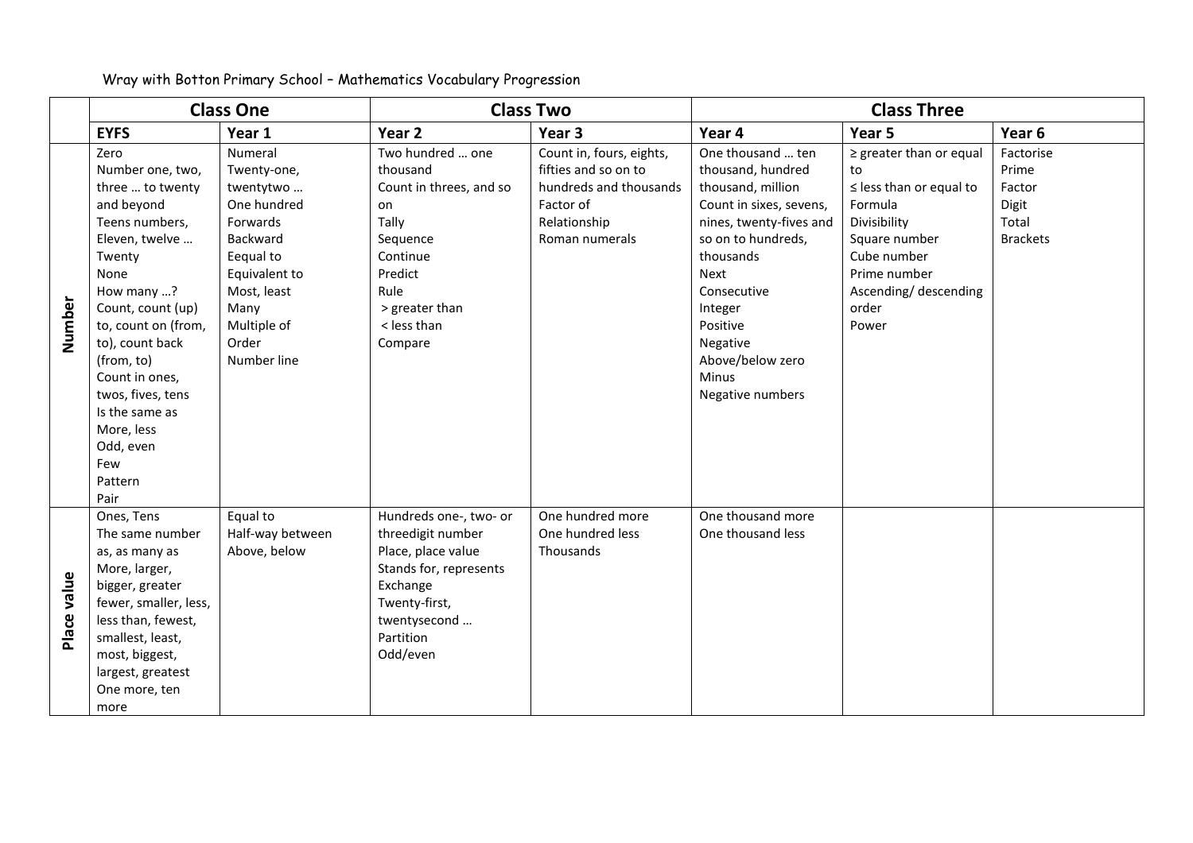Wray with Botton Primary School – Mathematics Vocabulary Progression

| | Class One | | Class Two | | Class Three | | |
|---|---|---|---|---|---|---|---|
| | **EYFS** | **Year 1** | **Year 2** | **Year 3** | **Year 4** | **Year 5** | **Year 6** |
| **Number** | Zero<br>Number one, two, three … to twenty and beyond<br>Teens numbers, Eleven, twelve …<br>Twenty<br>None<br>How many …?<br>Count, count (up) to, count on (from, to), count back (from, to)<br>Count in ones, twos, fives, tens<br>Is the same as<br>More, less<br>Odd, even<br>Few<br>Pattern<br>Pair | Numeral<br>Twenty-one, twentytwo …<br>One hundred<br>Forwards<br>Backward<br>Eequal to<br>Equivalent to<br>Most, least<br>Many<br>Multiple of<br>Order<br>Number line | Two hundred … one thousand<br>Count in threes, and so on<br>Tally<br>Sequence<br>Continue<br>Predict<br>Rule<br>> greater than<br>< less than<br>Compare | Count in, fours, eights, fifties and so on to hundreds and thousands<br>Factor of<br>Relationship<br>Roman numerals | One thousand … ten thousand, hundred thousand, million<br>Count in sixes, sevens, nines, twenty-fives and so on to hundreds, thousands<br>Next<br>Consecutive<br>Integer<br>Positive<br>Negative<br>Above/below zero<br>Minus<br>Negative numbers | ≥ greater than or equal to<br>≤ less than or equal to<br>Formula<br>Divisibility<br>Square number<br>Cube number<br>Prime number<br>Ascending/ descending order<br>Power | Factorise<br>Prime<br>Factor<br>Digit<br>Total<br>Brackets |
| **Place value** | Ones, Tens<br>The same number as, as many as<br>More, larger, bigger, greater<br>fewer, smaller, less, less than, fewest, smallest, least, most, biggest, largest, greatest<br>One more, ten more | Equal to<br>Half-way between<br>Above, below | Hundreds one-, two- or threedigit number<br>Place, place value<br>Stands for, represents<br>Exchange<br>Twenty-first, twentysecond …<br>Partition<br>Odd/even | One hundred more<br>One hundred less<br>Thousands | One thousand more<br>One thousand less | | |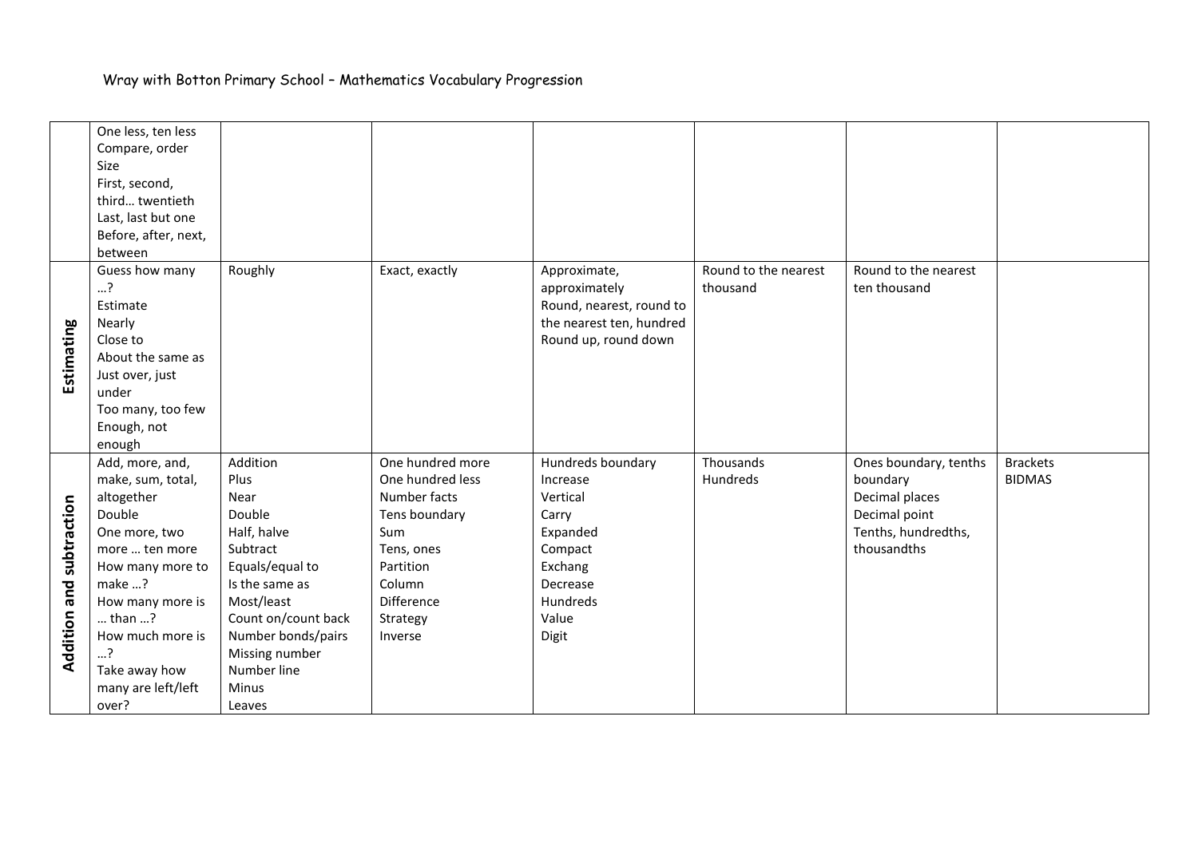Wray with Botton Primary School – Mathematics Vocabulary Progression

| | | | | | | | |
|---|---|---|---|---|---|---|---|
| | One less, ten less<br>Compare, order<br>Size<br>First, second, third… twentieth<br>Last, last but one<br>Before, after, next, between | | | | | | |
| **Estimating** | Guess how many …?<br>Estimate<br>Nearly<br>Close to<br>About the same as<br>Just over, just under<br>Too many, too few<br>Enough, not enough | Roughly | Exact, exactly | Approximate, approximately<br>Round, nearest, round to the nearest ten, hundred<br>Round up, round down | Round to the nearest thousand | Round to the nearest ten thousand | |
| **Addition and subtraction** | Add, more, and, make, sum, total, altogether<br>Double<br>One more, two more … ten more<br>How many more to make …?<br>How many more is … than …?<br>How much more is …?<br>Take away how many are left/left over? | Addition<br>Plus<br>Near<br>Double<br>Half, halve<br>Subtract<br>Equals/equal to<br>Is the same as<br>Most/least<br>Count on/count back<br>Number bonds/pairs<br>Missing number<br>Number line<br>Minus<br>Leaves | One hundred more<br>One hundred less<br>Number facts<br>Tens boundary<br>Sum<br>Tens, ones<br>Partition<br>Column<br>Difference<br>Strategy<br>Inverse | Hundreds boundary<br>Increase<br>Vertical<br>Carry<br>Expanded<br>Compact<br>Exchang<br>Decrease<br>Hundreds<br>Value<br>Digit | Thousands<br>Hundreds | Ones boundary, tenths boundary<br>Decimal places<br>Decimal point<br>Tenths, hundredths, thousandths | Brackets<br>BIDMAS |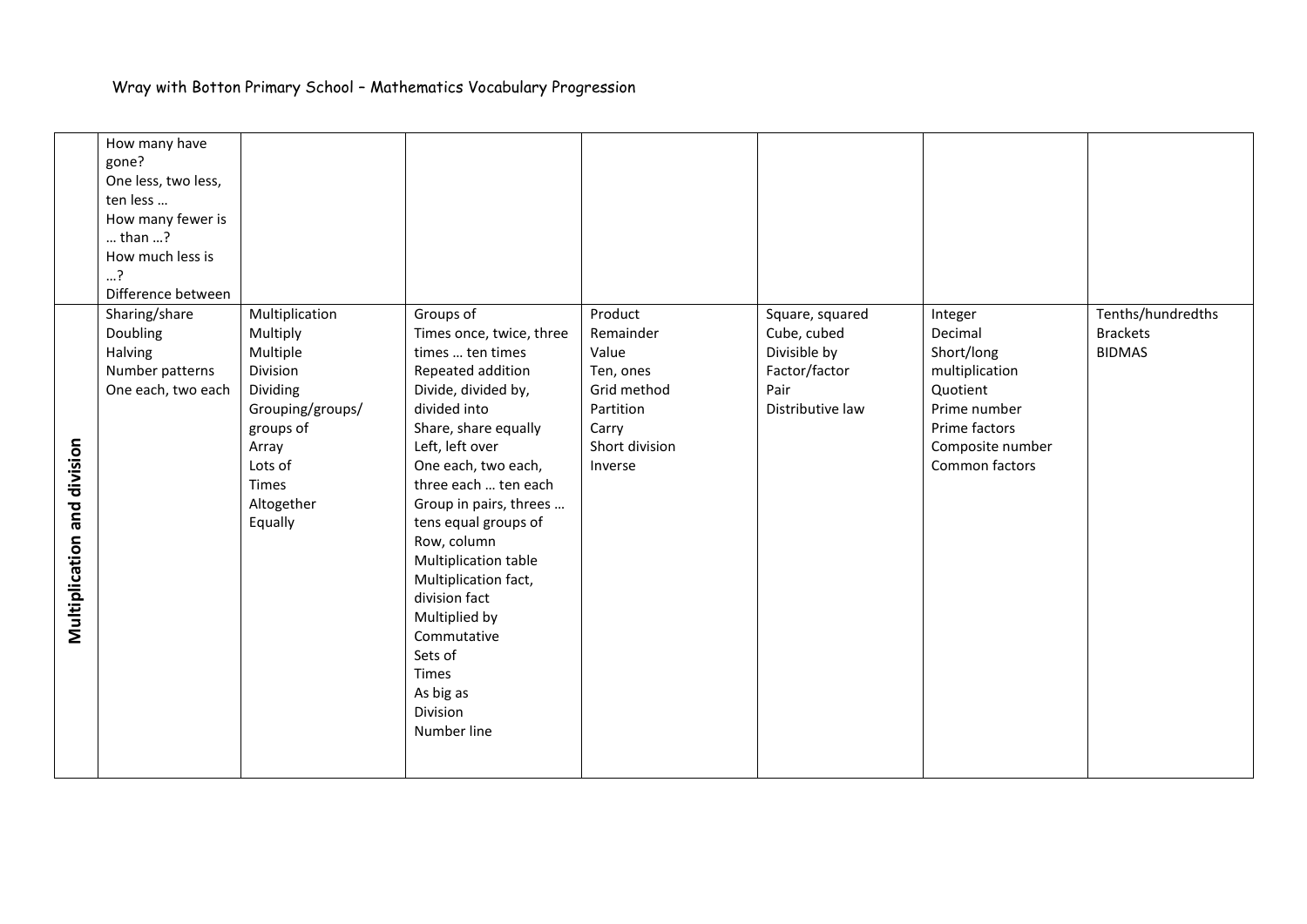Wray with Botton Primary School – Mathematics Vocabulary Progression

| | | | | | | | |
|---|---|---|---|---|---|---|---|
| | How many have gone?<br>One less, two less, ten less …<br>How many fewer is … than …?<br>How much less is …?<br>Difference between | | | | | | |
| **Multiplication and division** | Sharing/share<br>Doubling<br>Halving<br>Number patterns<br>One each, two each | Multiplication<br>Multiply<br>Multiple<br>Division<br>Dividing<br>Grouping/groups/ groups of<br>Array<br>Lots of<br>Times<br>Altogether<br>Equally | Groups of<br>Times once, twice, three times … ten times<br>Repeated addition<br>Divide, divided by, divided into<br>Share, share equally<br>Left, left over<br>One each, two each, three each … ten each<br>Group in pairs, threes … tens equal groups of<br>Row, column<br>Multiplication table<br>Multiplication fact, division fact<br>Multiplied by<br>Commutative<br>Sets of<br>Times<br>As big as<br>Division<br>Number line | Product<br>Remainder<br>Value<br>Ten, ones<br>Grid method<br>Partition<br>Carry<br>Short division<br>Inverse | Square, squared<br>Cube, cubed<br>Divisible by<br>Factor/factor<br>Pair<br>Distributive law | Integer<br>Decimal<br>Short/long multiplication<br>Quotient<br>Prime number<br>Prime factors<br>Composite number<br>Common factors | Tenths/hundredths<br>Brackets<br>BIDMAS |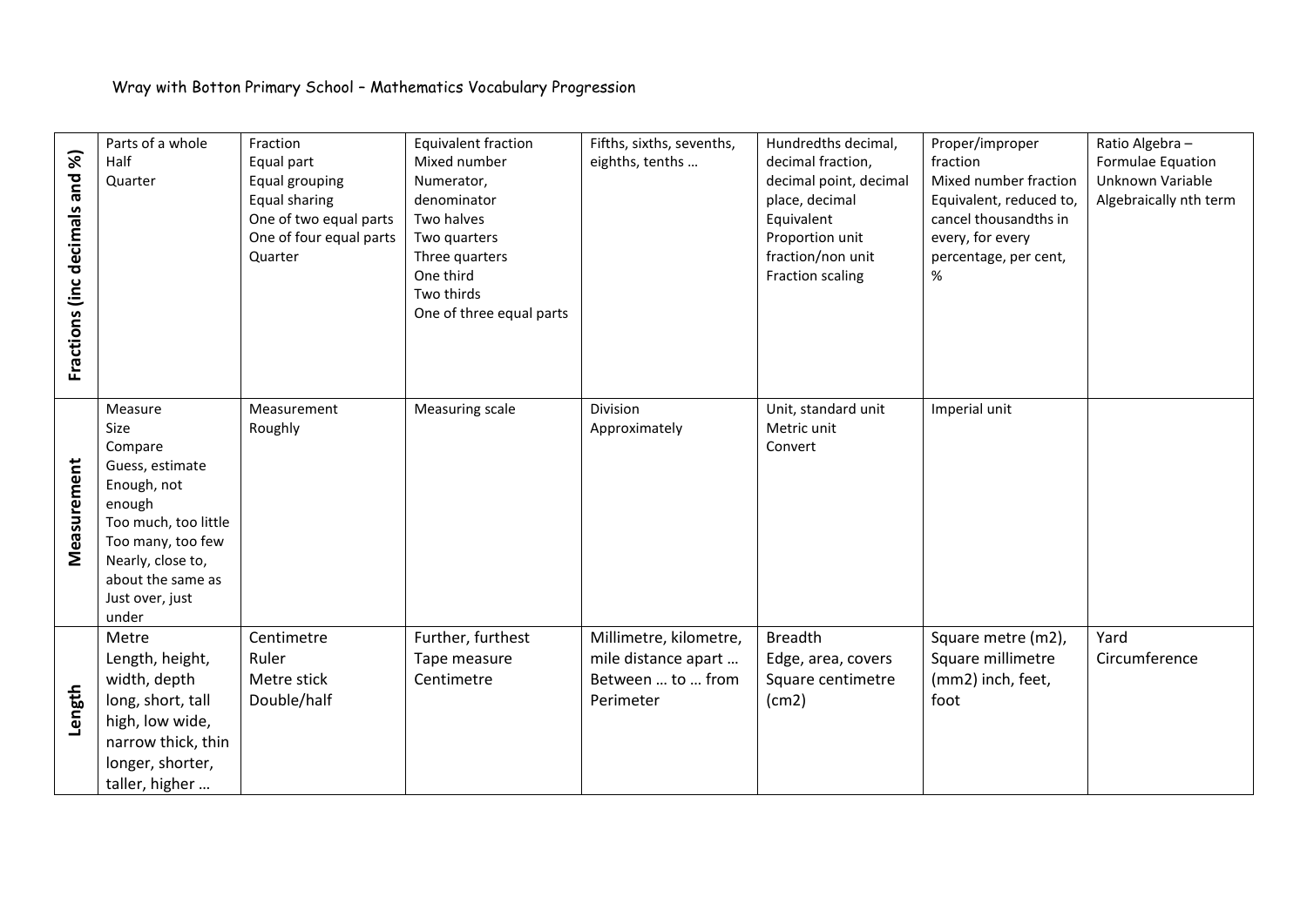Wray with Botton Primary School – Mathematics Vocabulary Progression

| | | | | | | | |
|---|---|---|---|---|---|---|---|
| **Fractions (inc decimals and %)** | Parts of a whole<br>Half<br>Quarter | Fraction<br>Equal part<br>Equal grouping<br>Equal sharing<br>One of two equal parts<br>One of four equal parts<br>Quarter | Equivalent fraction<br>Mixed number<br>Numerator,<br>denominator<br>Two halves<br>Two quarters<br>Three quarters<br>One third<br>Two thirds<br>One of three equal parts | Fifths, sixths, sevenths, eighths, tenths … | Hundredths decimal, decimal fraction, decimal point, decimal place, decimal<br>Equivalent<br>Proportion unit fraction/non unit<br>Fraction scaling | Proper/improper fraction<br>Mixed number fraction<br>Equivalent, reduced to, cancel thousandths in every, for every percentage, per cent, % | Ratio Algebra –<br>Formulae Equation<br>Unknown Variable<br>Algebraically nth term |
| **Measurement** | Measure<br>Size<br>Compare<br>Guess, estimate<br>Enough, not enough<br>Too much, too little<br>Too many, too few<br>Nearly, close to, about the same as<br>Just over, just under | Measurement<br>Roughly | Measuring scale | Division<br>Approximately | Unit, standard unit<br>Metric unit<br>Convert | Imperial unit | |
| **Length** | Metre<br>Length, height, width, depth<br>long, short, tall<br>high, low wide, narrow thick, thin<br>longer, shorter, taller, higher … | Centimetre<br>Ruler<br>Metre stick<br>Double/half | Further, furthest<br>Tape measure<br>Centimetre | Millimetre, kilometre, mile distance apart …<br>Between … to … from<br>Perimeter | Breadth<br>Edge, area, covers<br>Square centimetre (cm2) | Square metre (m2), Square millimetre (mm2) inch, feet, foot | Yard<br>Circumference |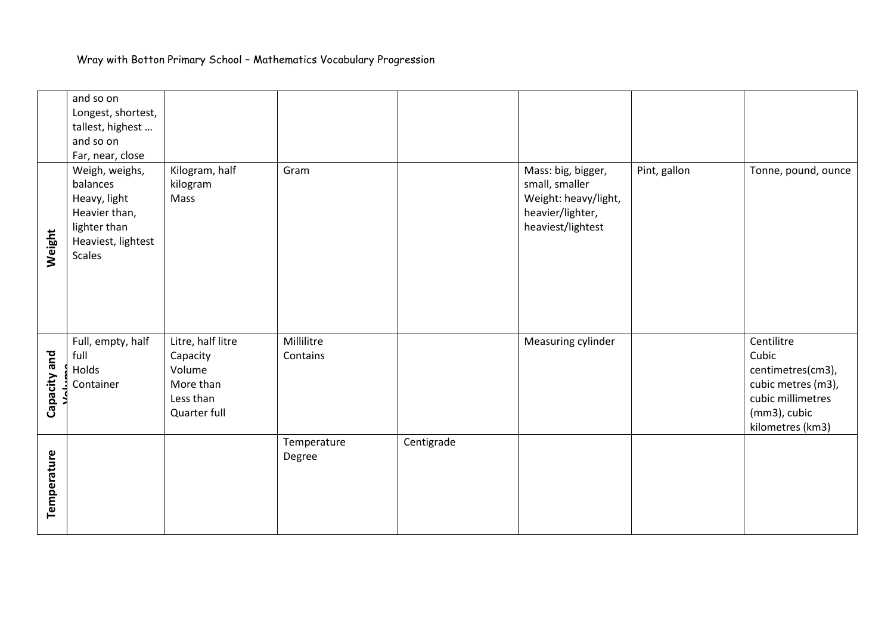Wray with Botton Primary School – Mathematics Vocabulary Progression

| | | | | | | | |
|---|---|---|---|---|---|---|---|
| | and so on<br>Longest, shortest, tallest, highest … and so on<br>Far, near, close | | | | | | |
| **Weight** | Weigh, weighs, balances<br>Heavy, light<br>Heavier than, lighter than<br>Heaviest, lightest<br>Scales | Kilogram, half kilogram<br>Mass | Gram | | Mass: big, bigger, small, smaller<br>Weight: heavy/light, heavier/lighter, heaviest/lightest | Pint, gallon | Tonne, pound, ounce |
| **Capacity and Volume** | Full, empty, half full<br>Holds<br>Container | Litre, half litre<br>Capacity<br>Volume<br>More than<br>Less than<br>Quarter full | Millilitre<br>Contains | | Measuring cylinder | | Centilitre<br>Cubic centimetres(cm3), cubic metres (m3), cubic millimetres (mm3), cubic kilometres (km3) |
| **Temperature** | | | Temperature<br>Degree | Centigrade | | | |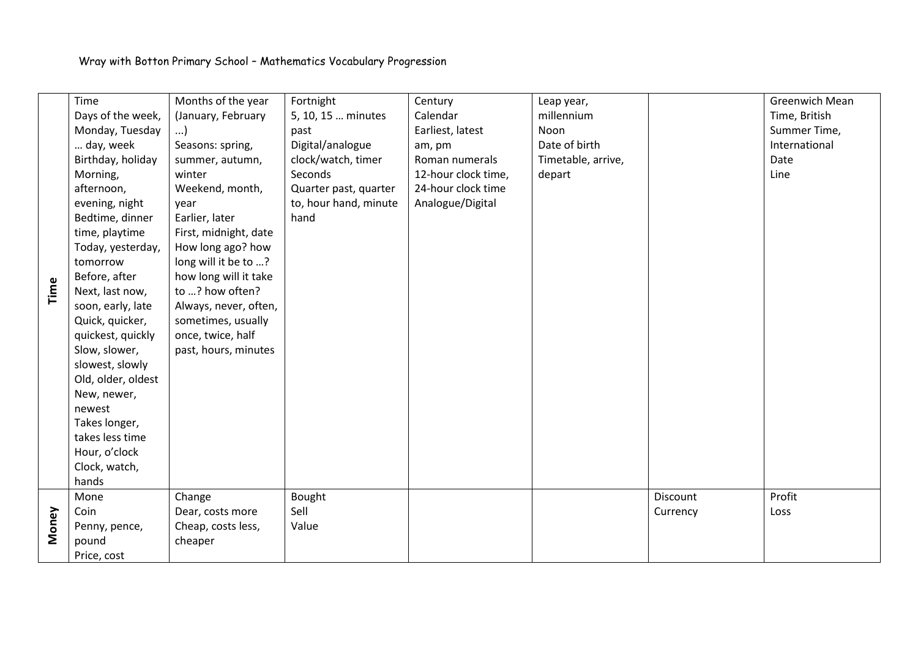Wray with Botton Primary School – Mathematics Vocabulary Progression

| | | | | | | | |
|---|---|---|---|---|---|---|---|
| **Time** | Time<br>Days of the week, Monday, Tuesday … day, week<br>Birthday, holiday<br>Morning, afternoon, evening, night<br>Bedtime, dinner time, playtime<br>Today, yesterday, tomorrow<br>Before, after<br>Next, last now, soon, early, late<br>Quick, quicker, quickest, quickly<br>Slow, slower, slowest, slowly<br>Old, older, oldest<br>New, newer, newest<br>Takes longer, takes less time<br>Hour, o'clock<br>Clock, watch, hands | Months of the year (January, February …)<br>Seasons: spring, summer, autumn, winter<br>Weekend, month, year<br>Earlier, later<br>First, midnight, date<br>How long ago? how long will it be to …? how long will it take to …? how often?<br>Always, never, often, sometimes, usually once, twice, half past, hours, minutes | Fortnight<br>5, 10, 15 … minutes past<br>Digital/analogue clock/watch, timer<br>Seconds<br>Quarter past, quarter to, hour hand, minute hand | Century<br>Calendar<br>Earliest, latest<br>am, pm<br>Roman numerals<br>12-hour clock time,<br>24-hour clock time<br>Analogue/Digital | Leap year, millennium<br>Noon<br>Date of birth<br>Timetable, arrive, depart | | Greenwich Mean Time, British Summer Time, International Date Line |
| **Money** | Mone<br>Coin<br>Penny, pence, pound<br>Price, cost | Change<br>Dear, costs more<br>Cheap, costs less, cheaper | Bought<br>Sell<br>Value | | | Discount<br>Currency | Profit<br>Loss |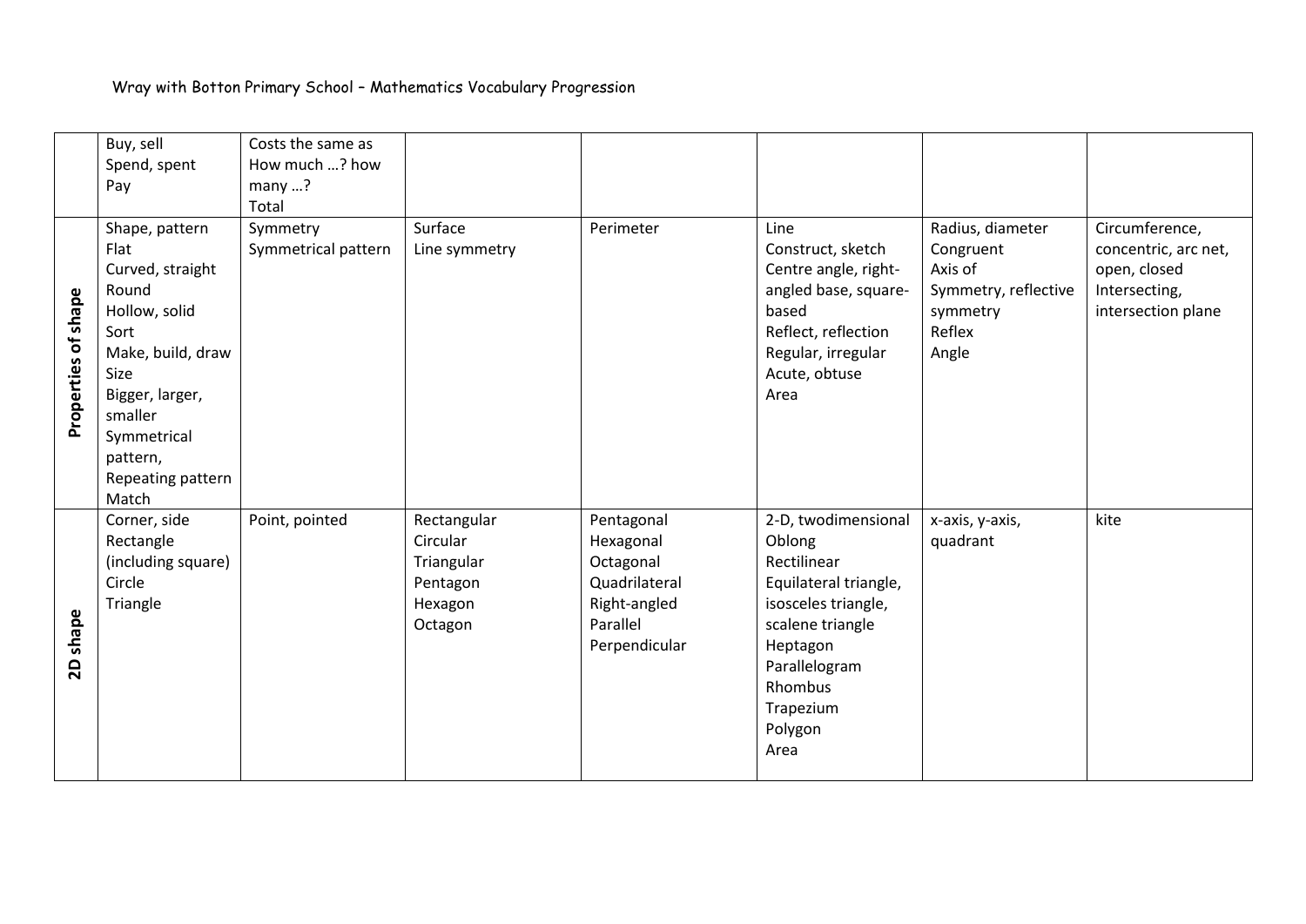Wray with Botton Primary School – Mathematics Vocabulary Progression

| | | | | | | | |
|---|---|---|---|---|---|---|---|
| | Buy, sell<br>Spend, spent<br>Pay | Costs the same as<br>How much …? how many …?<br>Total | | | | | |
| **Properties of shape** | Shape, pattern<br>Flat<br>Curved, straight<br>Round<br>Hollow, solid<br>Sort<br>Make, build, draw<br>Size<br>Bigger, larger, smaller<br>Symmetrical pattern,<br>Repeating pattern<br>Match | Symmetry<br>Symmetrical pattern | Surface<br>Line symmetry | Perimeter | Line<br>Construct, sketch<br>Centre angle, right-angled base, square-based<br>Reflect, reflection<br>Regular, irregular<br>Acute, obtuse<br>Area | Radius, diameter<br>Congruent<br>Axis of<br>Symmetry, reflective symmetry<br>Reflex<br>Angle | Circumference, concentric, arc net, open, closed<br>Intersecting, intersection plane |
| **2D shape** | Corner, side<br>Rectangle (including square)<br>Circle<br>Triangle | Point, pointed | Rectangular<br>Circular<br>Triangular<br>Pentagon<br>Hexagon<br>Octagon | Pentagonal<br>Hexagonal<br>Octagonal<br>Quadrilateral<br>Right-angled<br>Parallel<br>Perpendicular | 2-D, twodimensional<br>Oblong<br>Rectilinear<br>Equilateral triangle, isosceles triangle, scalene triangle<br>Heptagon<br>Parallelogram<br>Rhombus<br>Trapezium<br>Polygon<br>Area | x-axis, y-axis, quadrant | kite |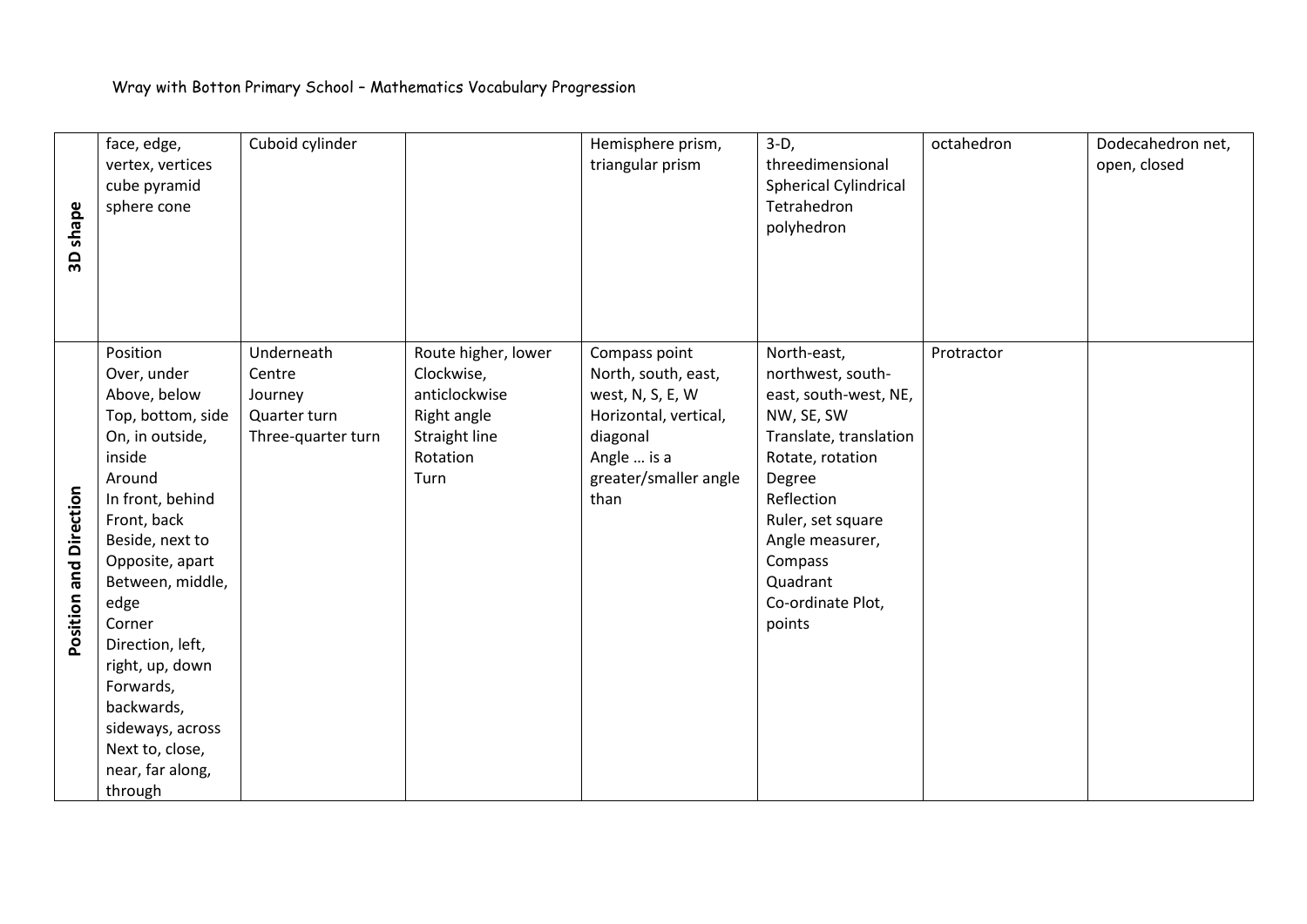Wray with Botton Primary School – Mathematics Vocabulary Progression

| | | | | | | | |
|---|---|---|---|---|---|---|---|
| **3D shape** | face, edge, vertex, vertices cube pyramid sphere cone | Cuboid cylinder | | Hemisphere prism, triangular prism | 3-D, threedimensional Spherical Cylindrical Tetrahedron polyhedron | octahedron | Dodecahedron net, open, closed |
| **Position and Direction** | Position<br>Over, under<br>Above, below<br>Top, bottom, side<br>On, in outside, inside<br>Around<br>In front, behind<br>Front, back<br>Beside, next to<br>Opposite, apart<br>Between, middle, edge<br>Corner<br>Direction, left, right, up, down<br>Forwards, backwards, sideways, across<br>Next to, close, near, far along, through | Underneath<br>Centre<br>Journey<br>Quarter turn<br>Three-quarter turn | Route higher, lower<br>Clockwise, anticlockwise<br>Right angle<br>Straight line<br>Rotation<br>Turn | Compass point<br>North, south, east, west, N, S, E, W<br>Horizontal, vertical, diagonal<br>Angle … is a greater/smaller angle than | North-east, northwest, south-east, south-west, NE, NW, SE, SW<br>Translate, translation<br>Rotate, rotation<br>Degree<br>Reflection<br>Ruler, set square<br>Angle measurer, Compass<br>Quadrant<br>Co-ordinate Plot, points | Protractor | |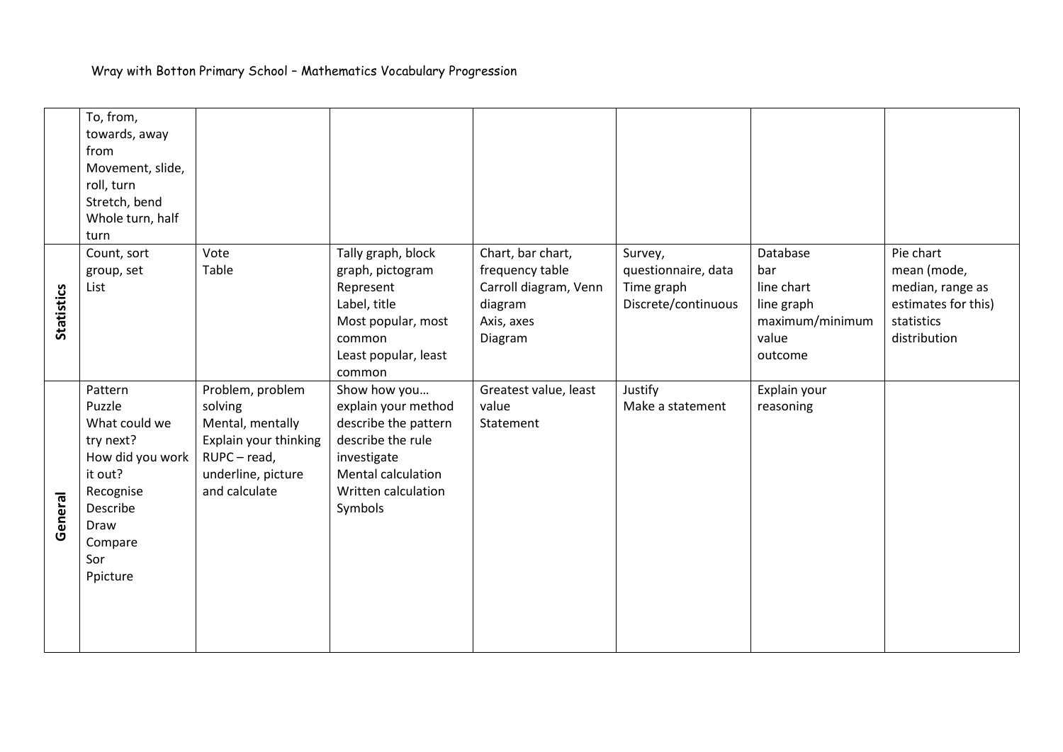Wray with Botton Primary School – Mathematics Vocabulary Progression

| | | | | | | | |
|---|---|---|---|---|---|---|---|
| | To, from, towards, away from<br>Movement, slide, roll, turn<br>Stretch, bend<br>Whole turn, half turn | | | | | | |
| **Statistics** | Count, sort<br>group, set<br>List | Vote<br>Table | Tally graph, block graph, pictogram<br>Represent<br>Label, title<br>Most popular, most common<br>Least popular, least common | Chart, bar chart, frequency table<br>Carroll diagram, Venn diagram<br>Axis, axes<br>Diagram | Survey, questionnaire, data<br>Time graph<br>Discrete/continuous | Database<br>bar<br>line chart<br>line graph<br>maximum/minimum value<br>outcome | Pie chart<br>mean (mode, median, range as estimates for this)<br>statistics<br>distribution |
| **General** | Pattern<br>Puzzle<br>What could we try next?<br>How did you work it out?<br>Recognise<br>Describe<br>Draw<br>Compare<br>Sor<br>Ppicture | Problem, problem solving<br>Mental, mentally<br>Explain your thinking<br>RUPC – read, underline, picture and calculate | Show how you…<br>explain your method<br>describe the pattern<br>describe the rule<br>investigate<br>Mental calculation<br>Written calculation<br>Symbols | Greatest value, least value<br>Statement | Justify<br>Make a statement | Explain your reasoning | |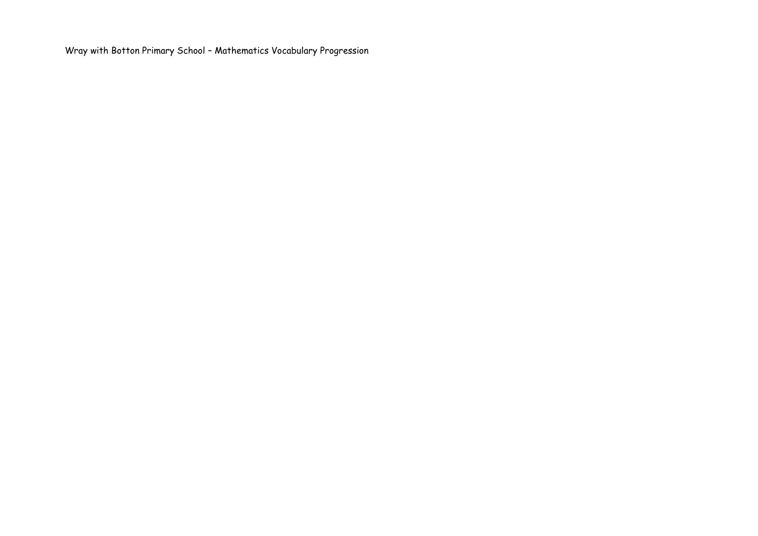Wray with Botton Primary School – Mathematics Vocabulary Progression